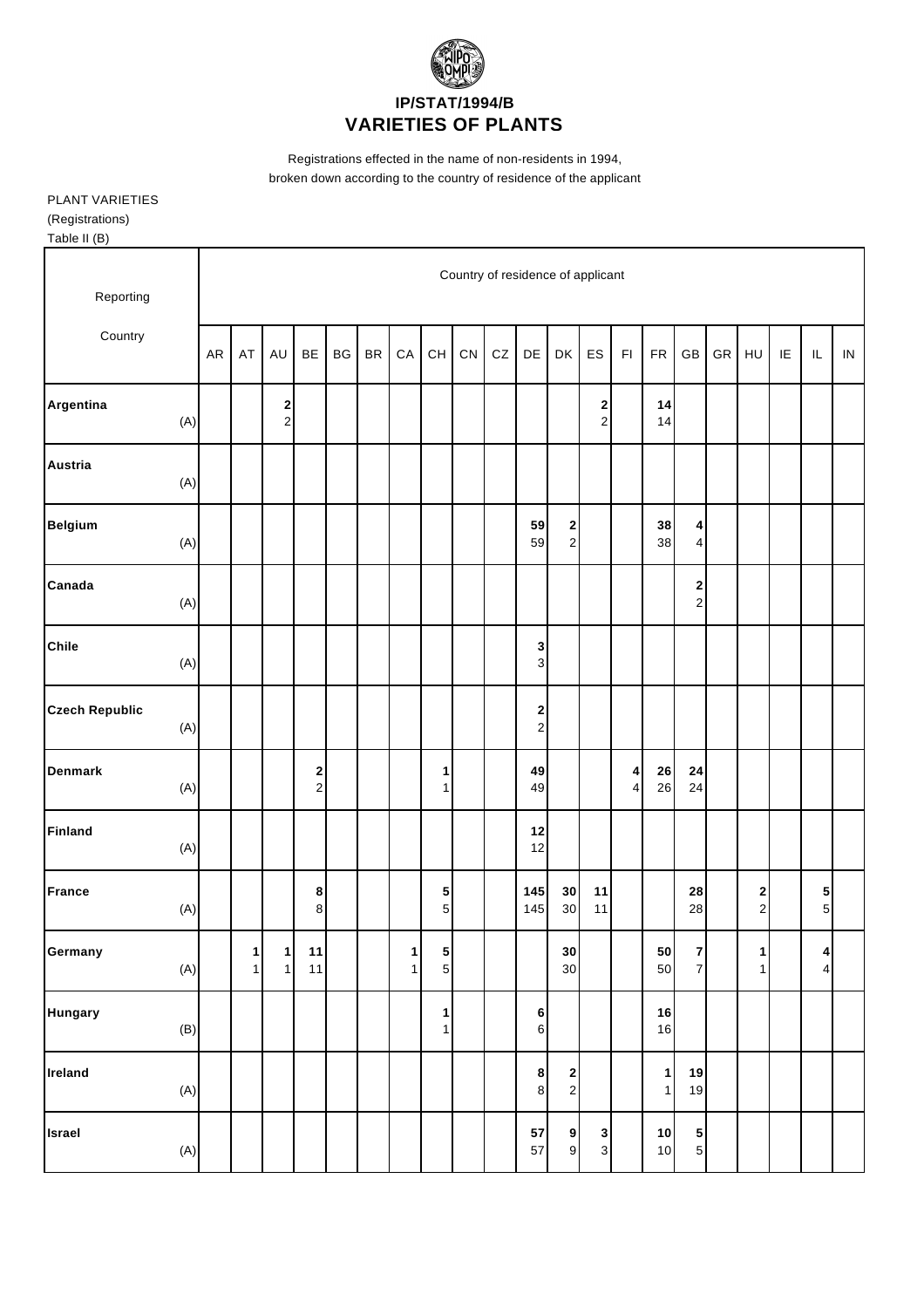# IP/STAT/1994/B
# VARIETIES OF PLANTS

Registrations effected in the name of non-residents in 1994,
broken down according to the country of residence of the applicant

PLANT VARIETIES
(Registrations)
Table II (B)

| Reporting Country | | Country of residence of applicant | | | | | | | | | | | | | | | | | | | | |
|---|---|---|---|---|---|---|---|---|---|---|---|---|---|---|---|---|---|---|---|---|---|---|
| | | AR | AT | AU | BE | BG | BR | CA | CH | CN | CZ | DE | DK | ES | FI | FR | GB | GR | HU | IE | IL | IN |
| **Argentina** | (A) | | | **2**<br>2 | | | | | | | | | | **2**<br>2 | | **14**<br>14 | | | | | | |
| **Austria** | (A) | | | | | | | | | | | | | | | | | | | | | |
| **Belgium** | (A) | | | | | | | | | | | **59**<br>59 | **2**<br>2 | | | **38**<br>38 | **4**<br>4 | | | | | |
| **Canada** | (A) | | | | | | | | | | | | | | | | **2**<br>2 | | | | | |
| **Chile** | (A) | | | | | | | | | | | **3**<br>3 | | | | | | | | | | |
| **Czech Republic** | (A) | | | | | | | | | | | **2**<br>2 | | | | | | | | | | |
| **Denmark** | (A) | | | | **2**<br>2 | | | | **1**<br>1 | | | **49**<br>49 | | | **4**<br>4 | **26**<br>26 | **24**<br>24 | | | | | |
| **Finland** | (A) | | | | | | | | | | | **12**<br>12 | | | | | | | | | | |
| **France** | (A) | | | | **8**<br>8 | | | | **5**<br>5 | | | **145**<br>145 | **30**<br>30 | **11**<br>11 | | | **28**<br>28 | | **2**<br>2 | | **5**<br>5 | |
| **Germany** | (A) | | **1**<br>1 | **1**<br>1 | **11**<br>11 | | | **1**<br>1 | **5**<br>5 | | | | **30**<br>30 | | | **50**<br>50 | **7**<br>7 | | **1**<br>1 | | **4**<br>4 | |
| **Hungary** | (B) | | | | | | | | **1**<br>1 | | | **6**<br>6 | | | | **16**<br>16 | | | | | | |
| **Ireland** | (A) | | | | | | | | | | | **8**<br>8 | **2**<br>2 | | | **1**<br>1 | **19**<br>19 | | | | | |
| **Israel** | (A) | | | | | | | | | | | **57**<br>57 | **9**<br>9 | **3**<br>3 | | **10**<br>10 | **5**<br>5 | | | | | |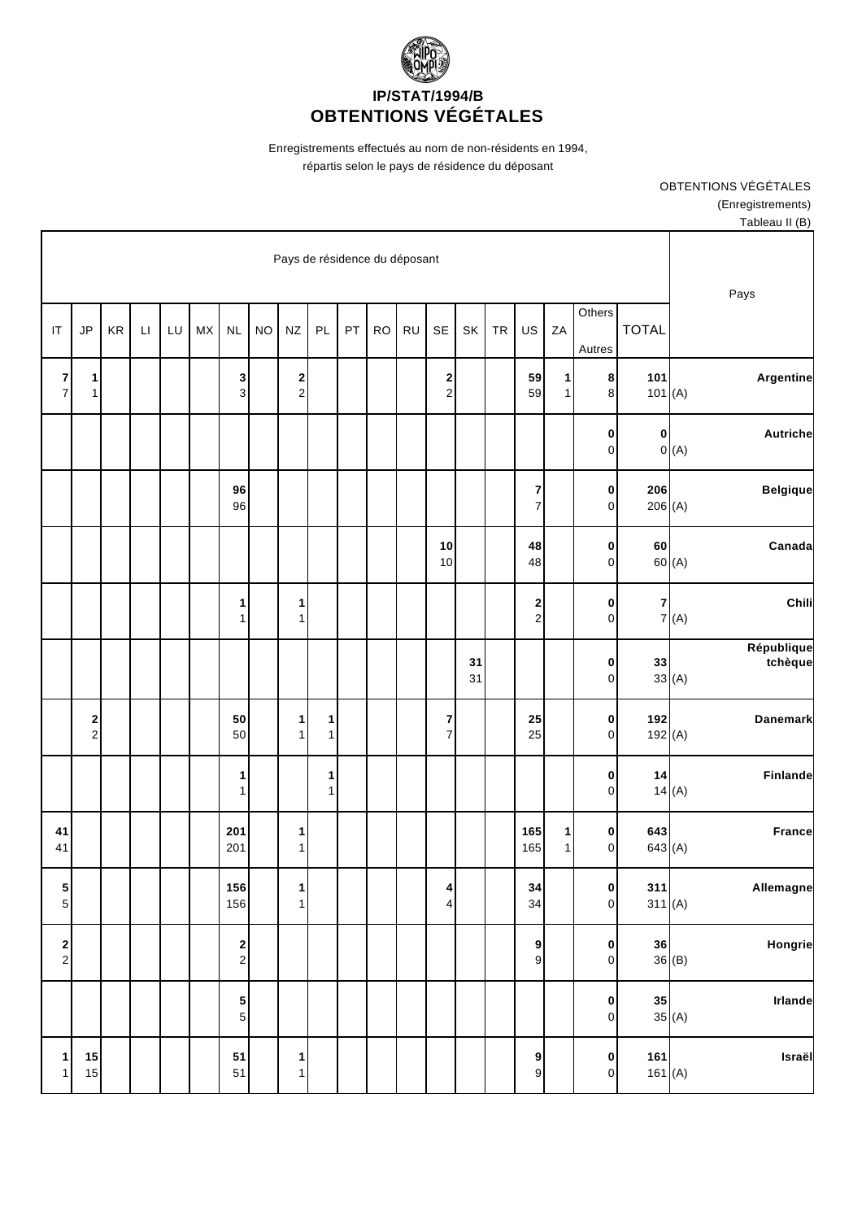# IP/STAT/1994/B
# OBTENTIONS VÉGÉTALES

Enregistrements effectués au nom de non-résidents en 1994, répartis selon le pays de résidence du déposant

OBTENTIONS VÉGÉTALES
(Enregistrements)
Tableau II (B)

| IT | JP | KR | LI | LU | MX | NL | NO | NZ | PL | PT | RO | RU | SE | SK | TR | US | ZA | Others / Autres | TOTAL | | Pays |
|---|---|---|---|---|---|---|---|---|---|---|---|---|---|---|---|---|---|---|---|---|---|
| **7** | **1** | | | | | **3** | | **2** | | | | | **2** | | | **59** | **1** | **8** | **101** | | **Argentine** |
| 7 | 1 | | | | | 3 | | 2 | | | | | 2 | | | 59 | 1 | 8 | 101 | (A) | |
| | | | | | | | | | | | | | | | | | | **0** | **0** | | **Autriche** |
| | | | | | | | | | | | | | | | | | | 0 | 0 | (A) | |
| | | | | | | **96** | | | | | | | | | | **7** | | **0** | **206** | | **Belgique** |
| | | | | | | 96 | | | | | | | | | | 7 | | 0 | 206 | (A) | |
| | | | | | | | | | | | | | **10** | | | **48** | | **0** | **60** | | **Canada** |
| | | | | | | | | | | | | | 10 | | | 48 | | 0 | 60 | (A) | |
| | | | | | | **1** | | **1** | | | | | | | | **2** | | **0** | **7** | | **Chili** |
| | | | | | | 1 | | 1 | | | | | | | | 2 | | 0 | 7 | (A) | |
| | | | | | | | | | | | | | | **31** | | | | **0** | **33** | | **République tchèque** |
| | | | | | | | | | | | | | | 31 | | | | 0 | 33 | (A) | |
| | **2** | | | | | **50** | | **1** | **1** | | | | **7** | | | **25** | | **0** | **192** | | **Danemark** |
| | 2 | | | | | 50 | | 1 | 1 | | | | 7 | | | 25 | | 0 | 192 | (A) | |
| | | | | | | **1** | | | **1** | | | | | | | | | **0** | **14** | | **Finlande** |
| | | | | | | 1 | | | 1 | | | | | | | | | 0 | 14 | (A) | |
| **41** | | | | | | **201** | | **1** | | | | | | | | **165** | **1** | **0** | **643** | | **France** |
| 41 | | | | | | 201 | | 1 | | | | | | | | 165 | 1 | 0 | 643 | (A) | |
| **5** | | | | | | **156** | | **1** | | | | | **4** | | | **34** | | **0** | **311** | | **Allemagne** |
| 5 | | | | | | 156 | | 1 | | | | | 4 | | | 34 | | 0 | 311 | (A) | |
| **2** | | | | | | **2** | | | | | | | | | | **9** | | **0** | **36** | | **Hongrie** |
| 2 | | | | | | 2 | | | | | | | | | | 9 | | 0 | 36 | (B) | |
| | | | | | | **5** | | | | | | | | | | | | **0** | **35** | | **Irlande** |
| | | | | | | 5 | | | | | | | | | | | | 0 | 35 | (A) | |
| **1** | **15** | | | | | **51** | | **1** | | | | | | | | **9** | | **0** | **161** | | **Israël** |
| 1 | 15 | | | | | 51 | | 1 | | | | | | | | 9 | | 0 | 161 | (A) | |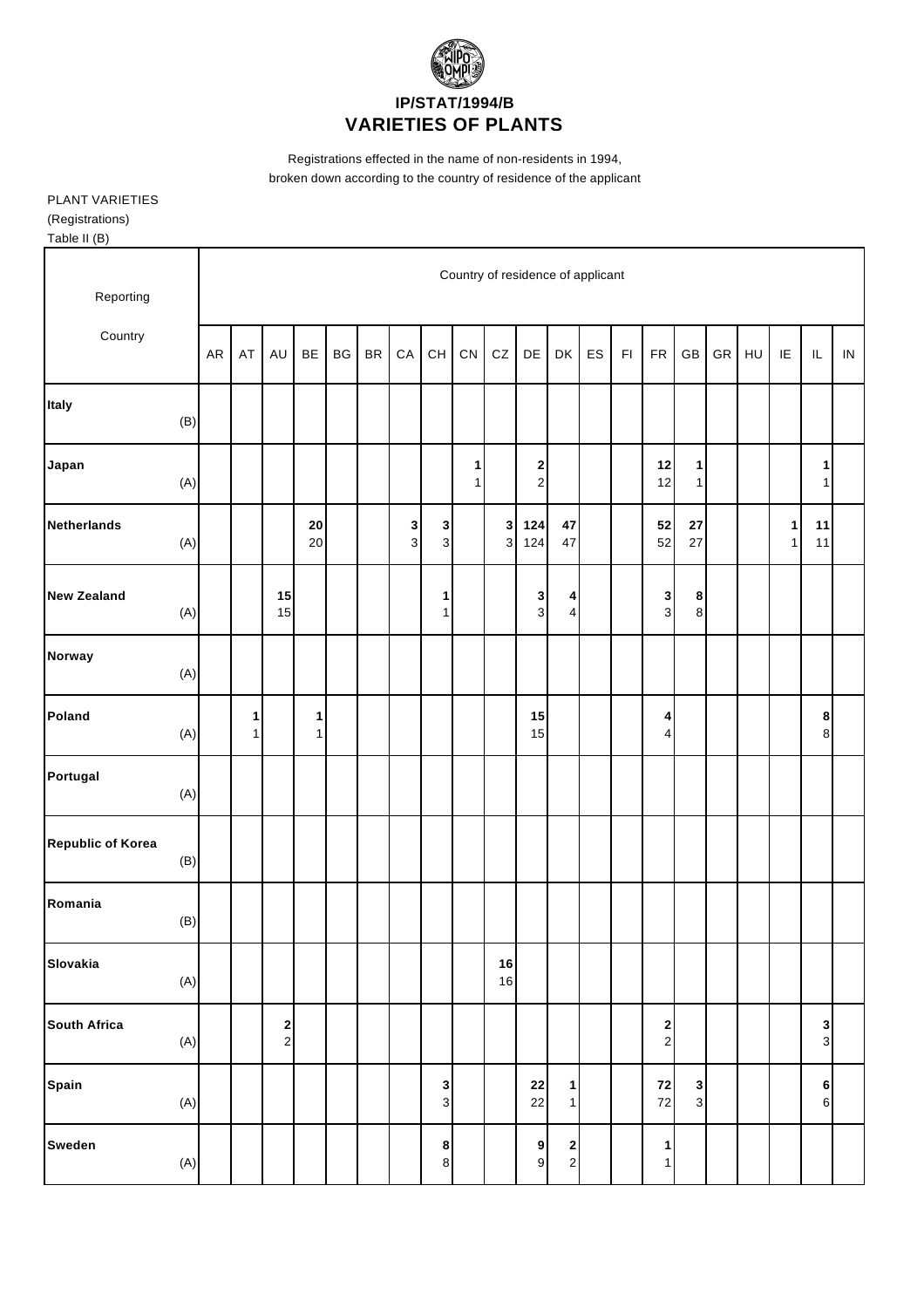# IP/STAT/1994/B
# VARIETIES OF PLANTS

Registrations effected in the name of non-residents in 1994, broken down according to the country of residence of the applicant

PLANT VARIETIES
(Registrations)
Table II (B)

| Reporting Country | | Country of residence of applicant | | | | | | | | | | | | | | | | | | | | |
|---|---|---|---|---|---|---|---|---|---|---|---|---|---|---|---|---|---|---|---|---|---|---|
| | | AR | AT | AU | BE | BG | BR | CA | CH | CN | CZ | DE | DK | ES | FI | FR | GB | GR | HU | IE | IL | IN |
| **Italy** | (B) | | | | | | | | | | | | | | | | | | | | | |
| **Japan** | (A) | | | | | | | | | **1**<br>1 | | **2**<br>2 | | | | **12**<br>12 | **1**<br>1 | | | | **1**<br>1 | |
| **Netherlands** | (A) | | | | **20**<br>20 | | | **3**<br>3 | **3**<br>3 | | **3**<br>3 | **124**<br>124 | **47**<br>47 | | | **52**<br>52 | **27**<br>27 | | | **1**<br>1 | **11**<br>11 | |
| **New Zealand** | (A) | | | **15**<br>15 | | | | | **1**<br>1 | | | **3**<br>3 | **4**<br>4 | | | **3**<br>3 | **8**<br>8 | | | | | |
| **Norway** | (A) | | | | | | | | | | | | | | | | | | | | | |
| **Poland** | (A) | | **1**<br>1 | | **1**<br>1 | | | | | | | **15**<br>15 | | | | **4**<br>4 | | | | | **8**<br>8 | |
| **Portugal** | (A) | | | | | | | | | | | | | | | | | | | | | |
| **Republic of Korea** | (B) | | | | | | | | | | | | | | | | | | | | | |
| **Romania** | (B) | | | | | | | | | | | | | | | | | | | | | |
| **Slovakia** | (A) | | | | | | | | | | **16**<br>16 | | | | | | | | | | | |
| **South Africa** | (A) | | | **2**<br>2 | | | | | | | | | | | | **2**<br>2 | | | | | **3**<br>3 | |
| **Spain** | (A) | | | | | | | | **3**<br>3 | | | **22**<br>22 | **1**<br>1 | | | **72**<br>72 | **3**<br>3 | | | | **6**<br>6 | |
| **Sweden** | (A) | | | | | | | | **8**<br>8 | | | **9**<br>9 | **2**<br>2 | | | **1**<br>1 | | | | | | |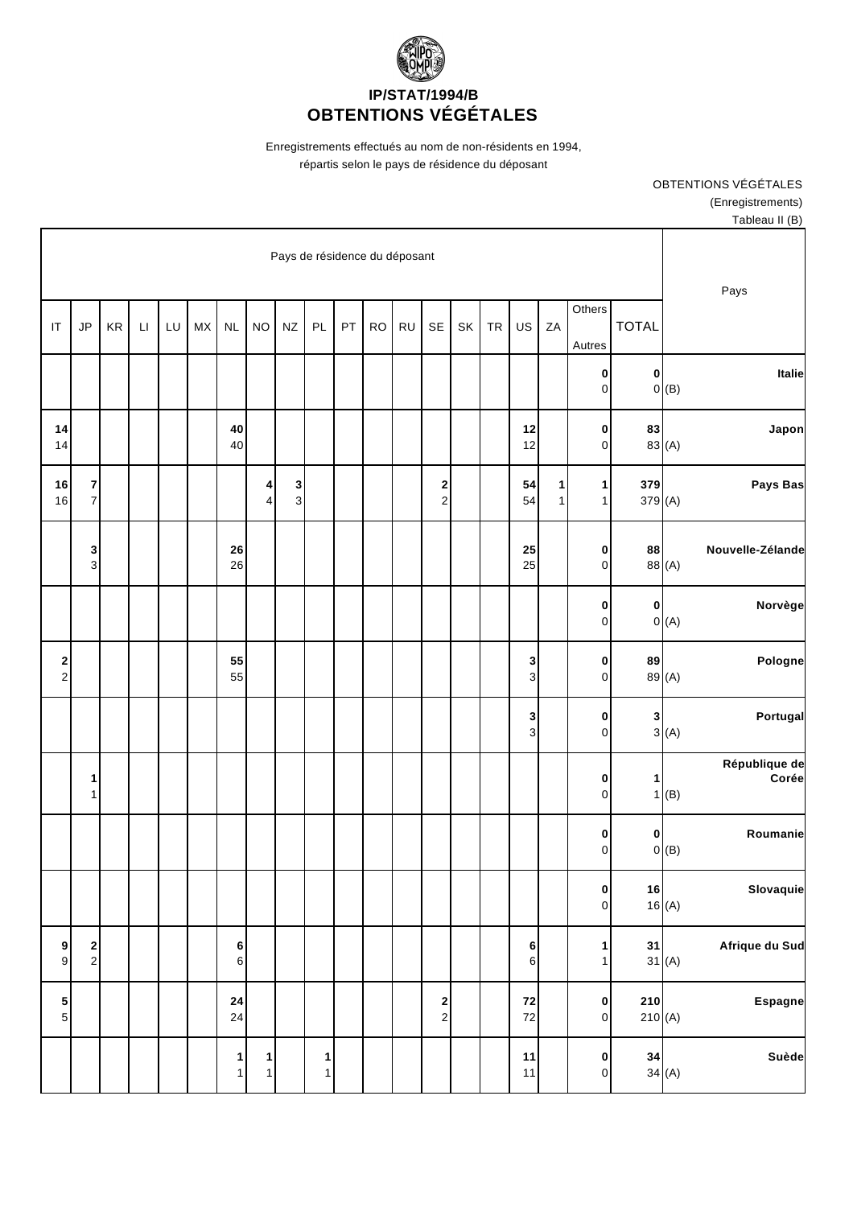**IP/STAT/1994/B**
# OBTENTIONS VÉGÉTALES

Enregistrements effectués au nom de non-résidents en 1994,
répartis selon le pays de résidence du déposant

OBTENTIONS VÉGÉTALES
(Enregistrements)
Tableau II (B)

| IT | JP | KR | LI | LU | MX | NL | NO | NZ | PL | PT | RO | RU | SE | SK | TR | US | ZA | Others / Autres | TOTAL | | Pays |
|---|---|---|---|---|---|---|---|---|---|---|---|---|---|---|---|---|---|---|---|---|---|
| | | | | | | | | | | | | | | | | | | **0** | **0** | | **Italie** |
| | | | | | | | | | | | | | | | | | | 0 | 0 | (B) | |
| **14** | | | | | | **40** | | | | | | | | | | **12** | | **0** | **83** | | **Japon** |
| 14 | | | | | | 40 | | | | | | | | | | 12 | | 0 | 83 | (A) | |
| **16** | **7** | | | | | | **4** | **3** | | | | | **2** | | | **54** | **1** | **1** | **379** | | **Pays Bas** |
| 16 | 7 | | | | | | 4 | 3 | | | | | 2 | | | 54 | 1 | 1 | 379 | (A) | |
| | **3** | | | | | **26** | | | | | | | | | | **25** | | **0** | **88** | | **Nouvelle-Zélande** |
| | 3 | | | | | 26 | | | | | | | | | | 25 | | 0 | 88 | (A) | |
| | | | | | | | | | | | | | | | | | | **0** | **0** | | **Norvège** |
| | | | | | | | | | | | | | | | | | | 0 | 0 | (A) | |
| **2** | | | | | | **55** | | | | | | | | | | **3** | | **0** | **89** | | **Pologne** |
| 2 | | | | | | 55 | | | | | | | | | | 3 | | 0 | 89 | (A) | |
| | | | | | | | | | | | | | | | | **3** | | **0** | **3** | | **Portugal** |
| | | | | | | | | | | | | | | | | 3 | | 0 | 3 | (A) | |
| | **1** | | | | | | | | | | | | | | | | | **0** | **1** | | **République de Corée** |
| | 1 | | | | | | | | | | | | | | | | | 0 | 1 | (B) | |
| | | | | | | | | | | | | | | | | | | **0** | **0** | | **Roumanie** |
| | | | | | | | | | | | | | | | | | | 0 | 0 | (B) | |
| | | | | | | | | | | | | | | | | | | **0** | **16** | | **Slovaquie** |
| | | | | | | | | | | | | | | | | | | 0 | 16 | (A) | |
| **9** | **2** | | | | | **6** | | | | | | | | | | **6** | | **1** | **31** | | **Afrique du Sud** |
| 9 | 2 | | | | | 6 | | | | | | | | | | 6 | | 1 | 31 | (A) | |
| **5** | | | | | | **24** | | | | | | | **2** | | | **72** | | **0** | **210** | | **Espagne** |
| 5 | | | | | | 24 | | | | | | | 2 | | | 72 | | 0 | 210 | (A) | |
| | | | | | | **1** | **1** | | **1** | | | | | | | **11** | | **0** | **34** | | **Suède** |
| | | | | | | 1 | 1 | | 1 | | | | | | | 11 | | 0 | 34 | (A) | |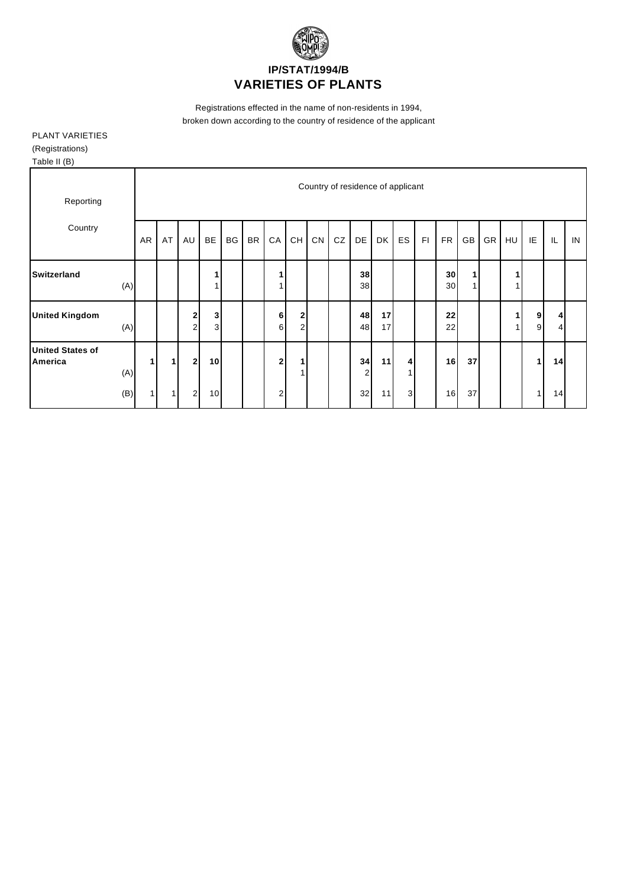# IP/STAT/1994/B
# VARIETIES OF PLANTS

Registrations effected in the name of non-residents in 1994, broken down according to the country of residence of the applicant

PLANT VARIETIES
(Registrations)
Table II (B)

| Reporting Country | | Country of residence of applicant | | | | | | | | | | | | | | | | | | | | |
|---|---|---|---|---|---|---|---|---|---|---|---|---|---|---|---|---|---|---|---|---|---|---|
| | | AR | AT | AU | BE | BG | BR | CA | CH | CN | CZ | DE | DK | ES | FI | FR | GB | GR | HU | IE | IL | IN |
| **Switzerland** | | | | | **1** | | | **1** | | | | **38** | | | | **30** | **1** | | **1** | | | |
| | (A) | | | | 1 | | | 1 | | | | 38 | | | | 30 | 1 | | 1 | | | |
| **United Kingdom** | | | | **2** | **3** | | | **6** | **2** | | | **48** | **17** | | | **22** | | | **1** | **9** | **4** | |
| | (A) | | | 2 | 3 | | | 6 | 2 | | | 48 | 17 | | | 22 | | | 1 | 9 | 4 | |
| **United States of America** | | **1** | **1** | **2** | **10** | | | **2** | **1** | | | **34** | **11** | **4** | | **16** | **37** | | | **1** | **14** | |
| | (A) | | | | | | | | 1 | | | 2 | | 1 | | | | | | | | |
| | (B) | 1 | 1 | 2 | 10 | | | 2 | | | | 32 | 11 | 3 | | 16 | 37 | | | 1 | 14 | |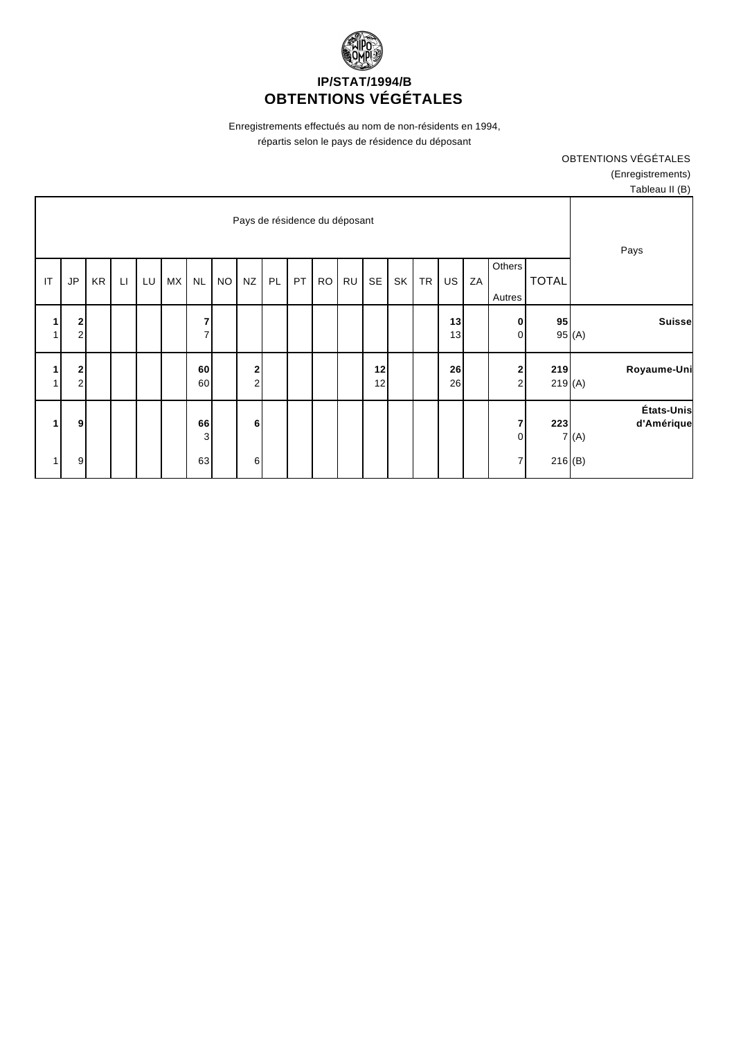**IP/STAT/1994/B**
# OBTENTIONS VÉGÉTALES

Enregistrements effectués au nom de non-résidents en 1994,
répartis selon le pays de résidence du déposant

OBTENTIONS VÉGÉTALES
(Enregistrements)
Tableau II (B)

| Pays de résidence du déposant | | | | | | | | | | | | | | | | | | | | | Pays |
|---|---|---|---|---|---|---|---|---|---|---|---|---|---|---|---|---|---|---|---|---|---|
| IT | JP | KR | LI | LU | MX | NL | NO | NZ | PL | PT | RO | RU | SE | SK | TR | US | ZA | Others Autres | TOTAL | | |
| **1** | **2** | | | | | **7** | | | | | | | | | | **13** | | **0** | **95** | | **Suisse** |
| 1 | 2 | | | | | 7 | | | | | | | | | | 13 | | 0 | 95 | (A) | |
| **1** | **2** | | | | | **60** | | **2** | | | | | **12** | | | **26** | | **2** | **219** | | **Royaume-Uni** |
| 1 | 2 | | | | | 60 | | 2 | | | | | 12 | | | 26 | | 2 | 219 | (A) | |
| **1** | **9** | | | | | **66** | | **6** | | | | | | | | | | **7** | **223** | | **États-Unis d'Amérique** |
| | | | | | | 3 | | | | | | | | | | | | 0 | 7 | (A) | |
| 1 | 9 | | | | | 63 | | 6 | | | | | | | | | | 7 | 216 | (B) | |